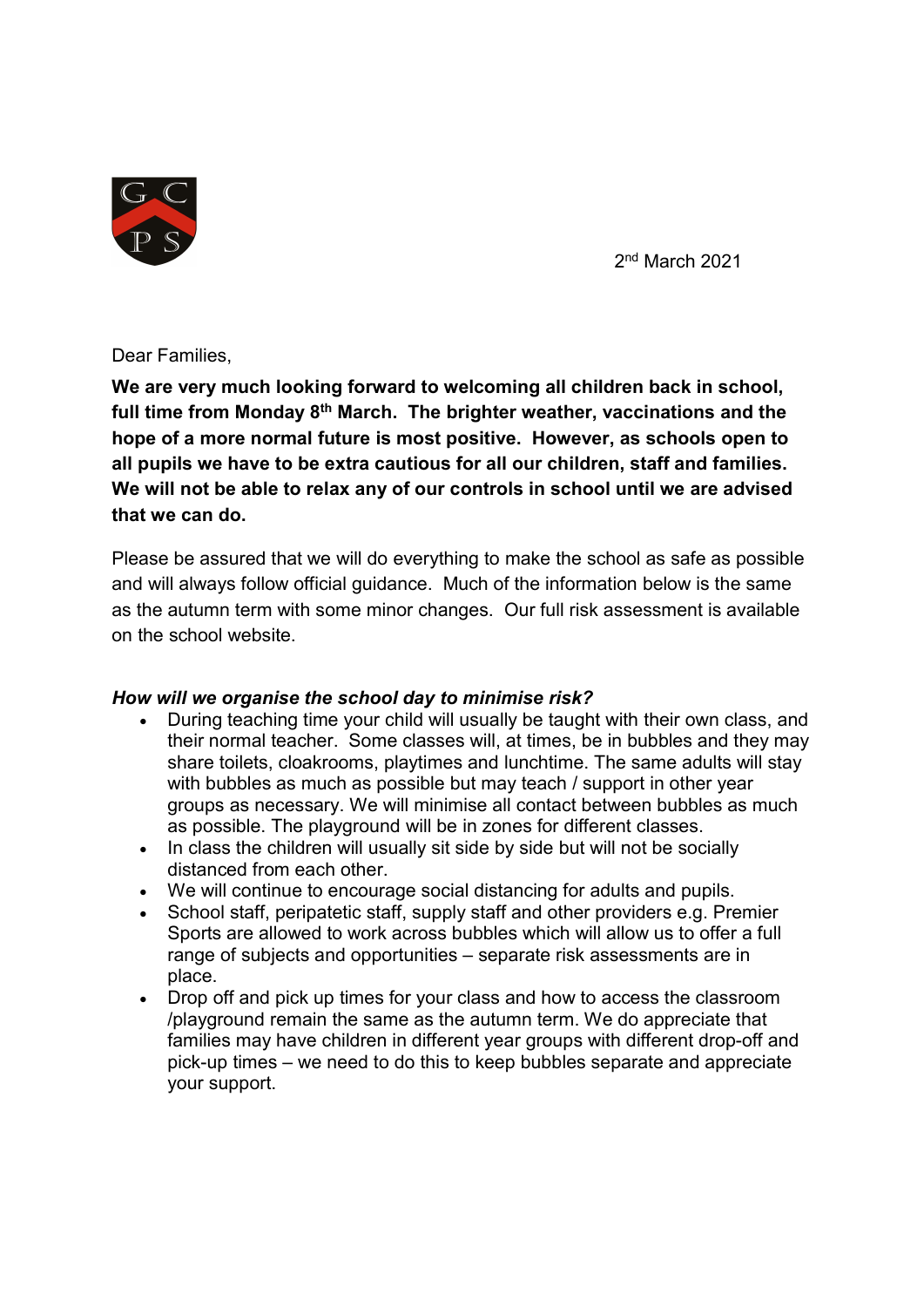2nd March 2021

Dear Families,

**We are very much looking forward to welcoming all children back in school, full time from Monday 8th March. The brighter weather, vaccinations and the hope of a more normal future is most positive. However, as schools open to all pupils we have to be extra cautious for all our children, staff and families. We will not be able to relax any of our controls in school until we are advised that we can do.**

Please be assured that we will do everything to make the school as safe as possible and will always follow official guidance. Much of the information below is the same as the autumn term with some minor changes. Our full risk assessment is available on the school website.

***How will we organise the school day to minimise risk?***

- During teaching time your child will usually be taught with their own class, and their normal teacher. Some classes will, at times, be in bubbles and they may share toilets, cloakrooms, playtimes and lunchtime. The same adults will stay with bubbles as much as possible but may teach / support in other year groups as necessary. We will minimise all contact between bubbles as much as possible. The playground will be in zones for different classes.
- In class the children will usually sit side by side but will not be socially distanced from each other.
- We will continue to encourage social distancing for adults and pupils.
- School staff, peripatetic staff, supply staff and other providers e.g. Premier Sports are allowed to work across bubbles which will allow us to offer a full range of subjects and opportunities – separate risk assessments are in place.
- Drop off and pick up times for your class and how to access the classroom /playground remain the same as the autumn term. We do appreciate that families may have children in different year groups with different drop-off and pick-up times – we need to do this to keep bubbles separate and appreciate your support.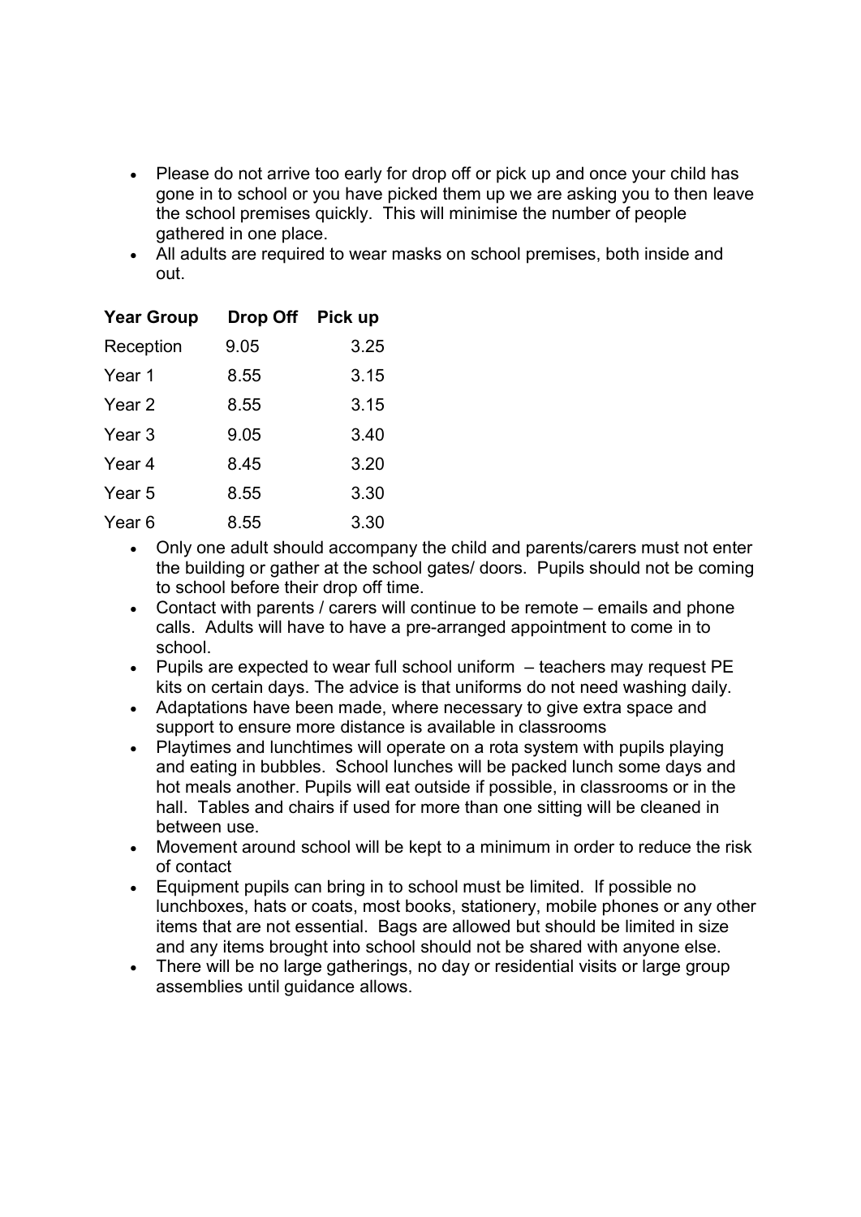- Please do not arrive too early for drop off or pick up and once your child has gone in to school or you have picked them up we are asking you to then leave the school premises quickly. This will minimise the number of people gathered in one place.
- All adults are required to wear masks on school premises, both inside and out.

| Year Group | Drop Off | Pick up |
|---|---|---|
| Reception | 9.05 | 3.25 |
| Year 1 | 8.55 | 3.15 |
| Year 2 | 8.55 | 3.15 |
| Year 3 | 9.05 | 3.40 |
| Year 4 | 8.45 | 3.20 |
| Year 5 | 8.55 | 3.30 |
| Year 6 | 8.55 | 3.30 |

- Only one adult should accompany the child and parents/carers must not enter the building or gather at the school gates/ doors. Pupils should not be coming to school before their drop off time.
- Contact with parents / carers will continue to be remote – emails and phone calls. Adults will have to have a pre-arranged appointment to come in to school.
- Pupils are expected to wear full school uniform – teachers may request PE kits on certain days. The advice is that uniforms do not need washing daily.
- Adaptations have been made, where necessary to give extra space and support to ensure more distance is available in classrooms
- Playtimes and lunchtimes will operate on a rota system with pupils playing and eating in bubbles. School lunches will be packed lunch some days and hot meals another. Pupils will eat outside if possible, in classrooms or in the hall. Tables and chairs if used for more than one sitting will be cleaned in between use.
- Movement around school will be kept to a minimum in order to reduce the risk of contact
- Equipment pupils can bring in to school must be limited. If possible no lunchboxes, hats or coats, most books, stationery, mobile phones or any other items that are not essential. Bags are allowed but should be limited in size and any items brought into school should not be shared with anyone else.
- There will be no large gatherings, no day or residential visits or large group assemblies until guidance allows.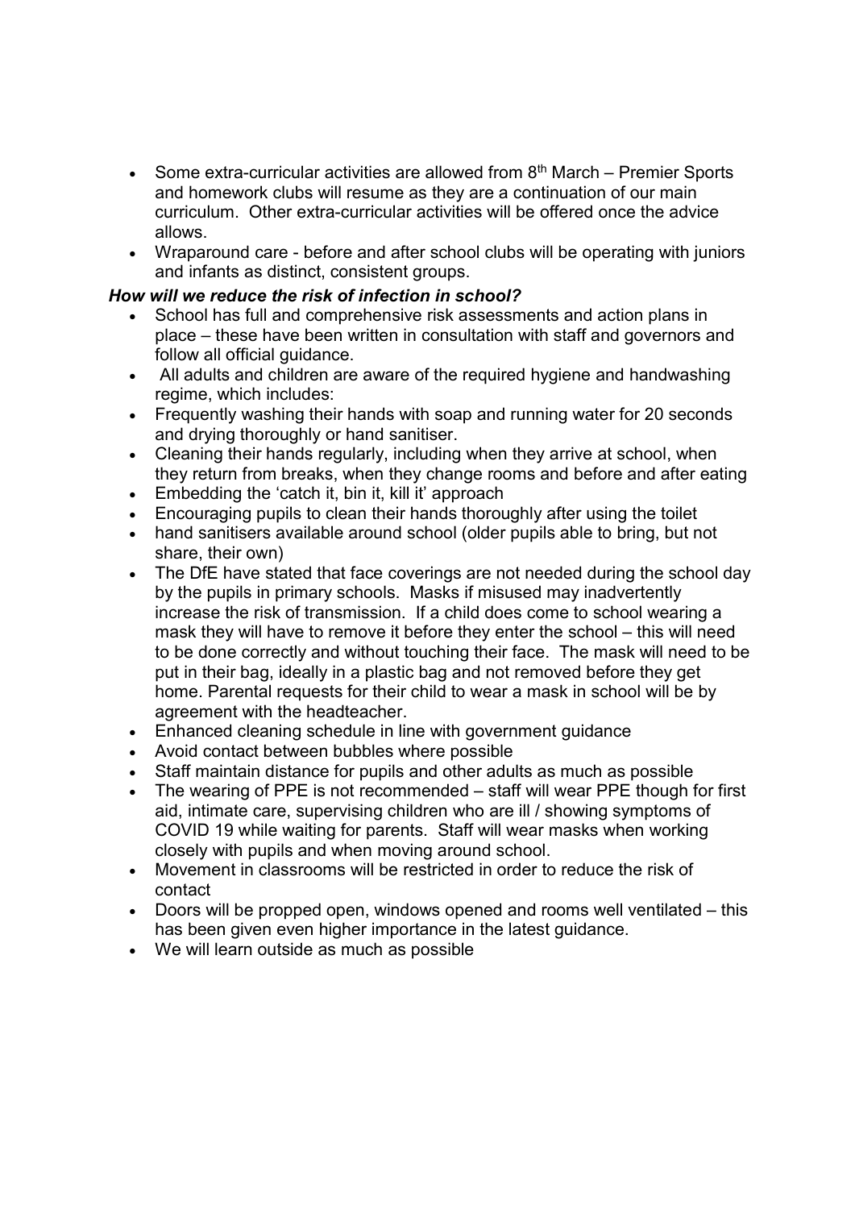- Some extra-curricular activities are allowed from 8th March – Premier Sports and homework clubs will resume as they are a continuation of our main curriculum. Other extra-curricular activities will be offered once the advice allows.
- Wraparound care - before and after school clubs will be operating with juniors and infants as distinct, consistent groups.

### *How will we reduce the risk of infection in school?*

- School has full and comprehensive risk assessments and action plans in place – these have been written in consultation with staff and governors and follow all official guidance.
- All adults and children are aware of the required hygiene and handwashing regime, which includes:
- Frequently washing their hands with soap and running water for 20 seconds and drying thoroughly or hand sanitiser.
- Cleaning their hands regularly, including when they arrive at school, when they return from breaks, when they change rooms and before and after eating
- Embedding the 'catch it, bin it, kill it' approach
- Encouraging pupils to clean their hands thoroughly after using the toilet
- hand sanitisers available around school (older pupils able to bring, but not share, their own)
- The DfE have stated that face coverings are not needed during the school day by the pupils in primary schools. Masks if misused may inadvertently increase the risk of transmission. If a child does come to school wearing a mask they will have to remove it before they enter the school – this will need to be done correctly and without touching their face. The mask will need to be put in their bag, ideally in a plastic bag and not removed before they get home. Parental requests for their child to wear a mask in school will be by agreement with the headteacher.
- Enhanced cleaning schedule in line with government guidance
- Avoid contact between bubbles where possible
- Staff maintain distance for pupils and other adults as much as possible
- The wearing of PPE is not recommended – staff will wear PPE though for first aid, intimate care, supervising children who are ill / showing symptoms of COVID 19 while waiting for parents. Staff will wear masks when working closely with pupils and when moving around school.
- Movement in classrooms will be restricted in order to reduce the risk of contact
- Doors will be propped open, windows opened and rooms well ventilated – this has been given even higher importance in the latest guidance.
- We will learn outside as much as possible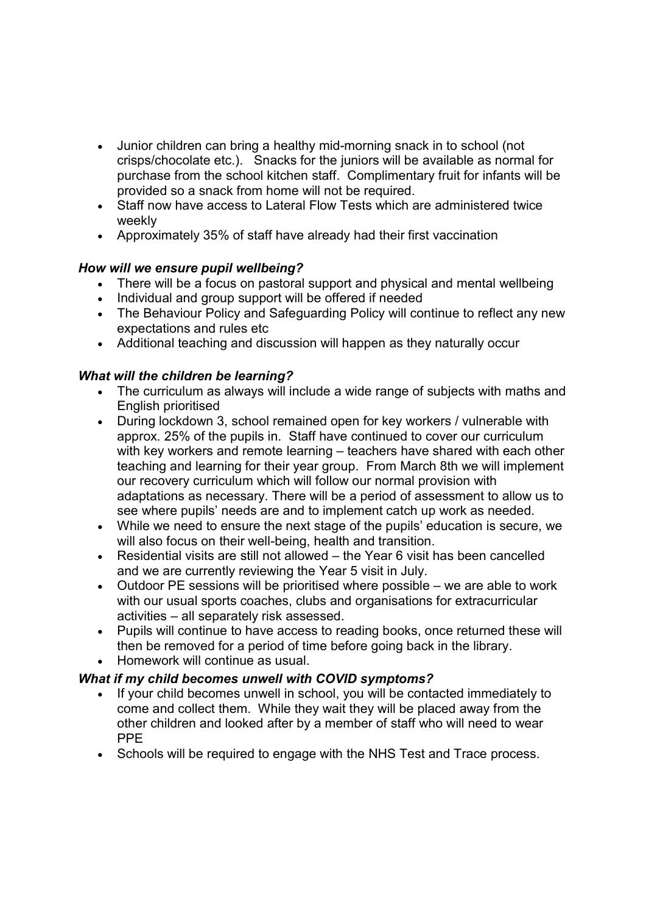- Junior children can bring a healthy mid-morning snack in to school (not crisps/chocolate etc.). Snacks for the juniors will be available as normal for purchase from the school kitchen staff. Complimentary fruit for infants will be provided so a snack from home will not be required.
- Staff now have access to Lateral Flow Tests which are administered twice weekly
- Approximately 35% of staff have already had their first vaccination

***How will we ensure pupil wellbeing?***

- There will be a focus on pastoral support and physical and mental wellbeing
- Individual and group support will be offered if needed
- The Behaviour Policy and Safeguarding Policy will continue to reflect any new expectations and rules etc
- Additional teaching and discussion will happen as they naturally occur

***What will the children be learning?***

- The curriculum as always will include a wide range of subjects with maths and English prioritised
- During lockdown 3, school remained open for key workers / vulnerable with approx. 25% of the pupils in. Staff have continued to cover our curriculum with key workers and remote learning – teachers have shared with each other teaching and learning for their year group. From March 8th we will implement our recovery curriculum which will follow our normal provision with adaptations as necessary. There will be a period of assessment to allow us to see where pupils' needs are and to implement catch up work as needed.
- While we need to ensure the next stage of the pupils' education is secure, we will also focus on their well-being, health and transition.
- Residential visits are still not allowed – the Year 6 visit has been cancelled and we are currently reviewing the Year 5 visit in July.
- Outdoor PE sessions will be prioritised where possible – we are able to work with our usual sports coaches, clubs and organisations for extracurricular activities – all separately risk assessed.
- Pupils will continue to have access to reading books, once returned these will then be removed for a period of time before going back in the library.
- Homework will continue as usual.

***What if my child becomes unwell with COVID symptoms?***

- If your child becomes unwell in school, you will be contacted immediately to come and collect them. While they wait they will be placed away from the other children and looked after by a member of staff who will need to wear PPE
- Schools will be required to engage with the NHS Test and Trace process.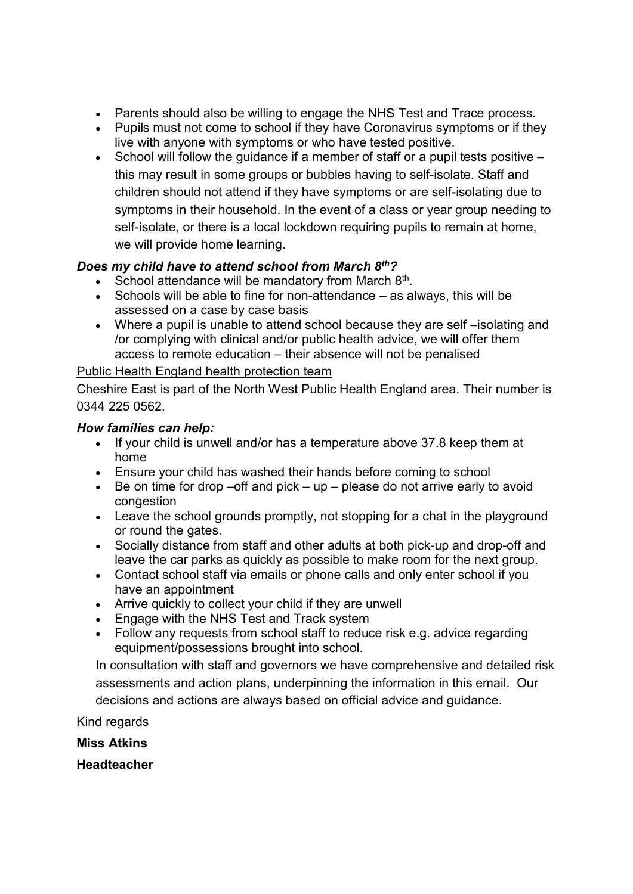- Parents should also be willing to engage the NHS Test and Trace process.
- Pupils must not come to school if they have Coronavirus symptoms or if they live with anyone with symptoms or who have tested positive.
- School will follow the guidance if a member of staff or a pupil tests positive – this may result in some groups or bubbles having to self-isolate. Staff and children should not attend if they have symptoms or are self-isolating due to symptoms in their household. In the event of a class or year group needing to self-isolate, or there is a local lockdown requiring pupils to remain at home, we will provide home learning.

***Does my child have to attend school from March 8th?***

- School attendance will be mandatory from March 8th.
- Schools will be able to fine for non-attendance – as always, this will be assessed on a case by case basis
- Where a pupil is unable to attend school because they are self –isolating and /or complying with clinical and/or public health advice, we will offer them access to remote education – their absence will not be penalised

Public Health England health protection team

Cheshire East is part of the North West Public Health England area. Their number is 0344 225 0562.

***How families can help:***

- If your child is unwell and/or has a temperature above 37.8 keep them at home
- Ensure your child has washed their hands before coming to school
- Be on time for drop –off and pick – up – please do not arrive early to avoid congestion
- Leave the school grounds promptly, not stopping for a chat in the playground or round the gates.
- Socially distance from staff and other adults at both pick-up and drop-off and leave the car parks as quickly as possible to make room for the next group.
- Contact school staff via emails or phone calls and only enter school if you have an appointment
- Arrive quickly to collect your child if they are unwell
- Engage with the NHS Test and Track system
- Follow any requests from school staff to reduce risk e.g. advice regarding equipment/possessions brought into school.

In consultation with staff and governors we have comprehensive and detailed risk assessments and action plans, underpinning the information in this email. Our decisions and actions are always based on official advice and guidance.

Kind regards

**Miss Atkins**

**Headteacher**